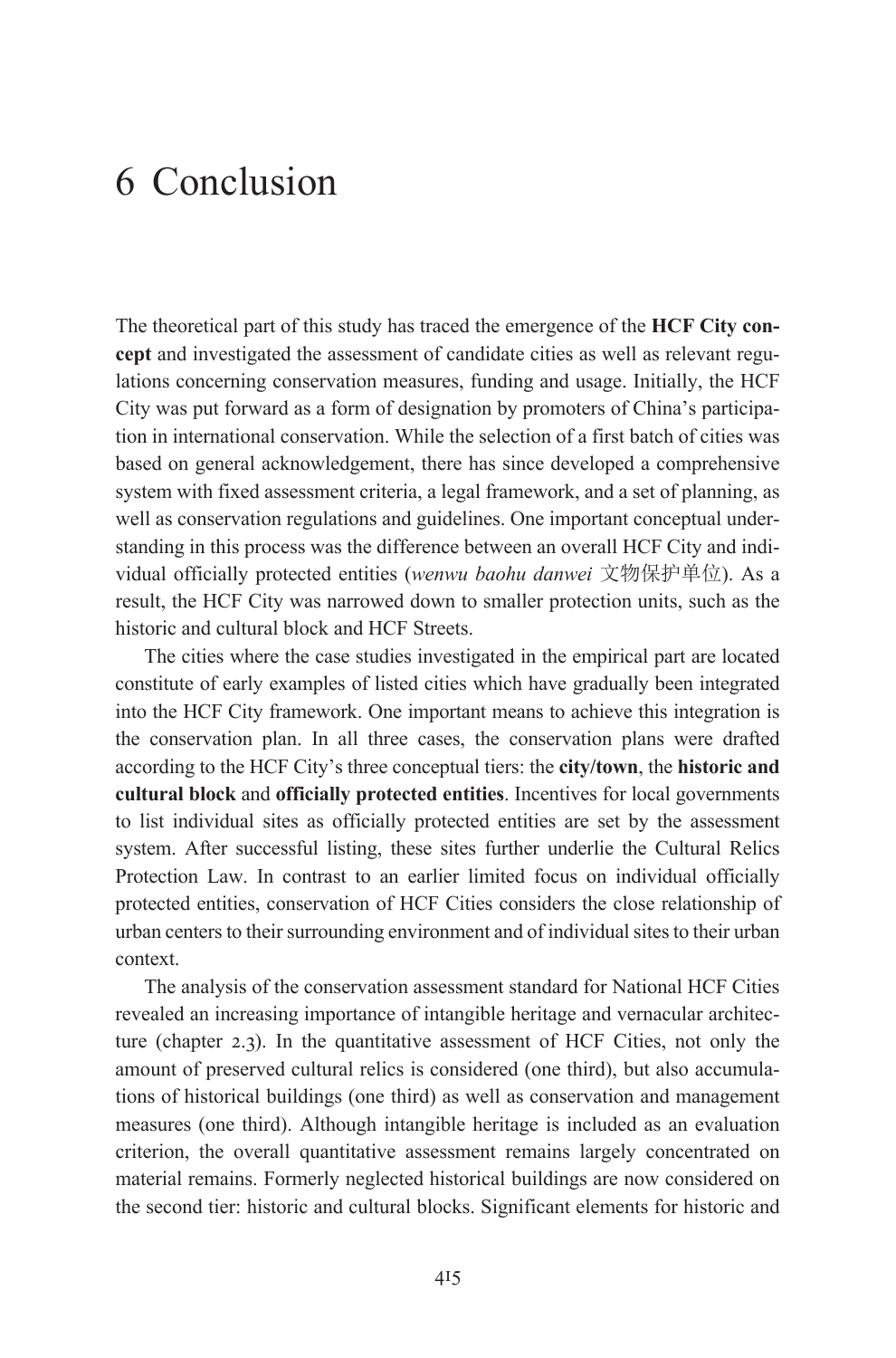# 6 Conclusion

The theoretical part of this study has traced the emergence of the **HCF City concept** and investigated the assessment of candidate cities as well as relevant regulations concerning conservation measures, funding and usage. Initially, the HCF City was put forward as a form of designation by promoters of China's participation in international conservation. While the selection of a first batch of cities was based on general acknowledgement, there has since developed a comprehensive system with fixed assessment criteria, a legal framework, and a set of planning, as well as conservation regulations and guidelines. One important conceptual understanding in this process was the difference between an overall HCF City and individual officially protected entities (*wenwu baohu danwei* 文物保护单位). As a result, the HCF City was narrowed down to smaller protection units, such as the historic and cultural block and HCF Streets.

The cities where the case studies investigated in the empirical part are located constitute of early examples of listed cities which have gradually been integrated into the HCF City framework. One important means to achieve this integration is the conservation plan. In all three cases, the conservation plans were drafted according to the HCF City's three conceptual tiers: the **city/town**, the **historic and cultural block** and **officially protected entities**. Incentives for local governments to list individual sites as officially protected entities are set by the assessment system. After successful listing, these sites further underlie the Cultural Relics Protection Law. In contrast to an earlier limited focus on individual officially protected entities, conservation of HCF Cities considers the close relationship of urban centers to their surrounding environment and of individual sites to their urban context.

The analysis of the conservation assessment standard for National HCF Cities revealed an increasing importance of intangible heritage and vernacular architecture (chapter 2.3). In the quantitative assessment of HCF Cities, not only the amount of preserved cultural relics is considered (one third), but also accumulations of historical buildings (one third) as well as conservation and management measures (one third). Although intangible heritage is included as an evaluation criterion, the overall quantitative assessment remains largely concentrated on material remains. Formerly neglected historical buildings are now considered on the second tier: historic and cultural blocks. Significant elements for historic and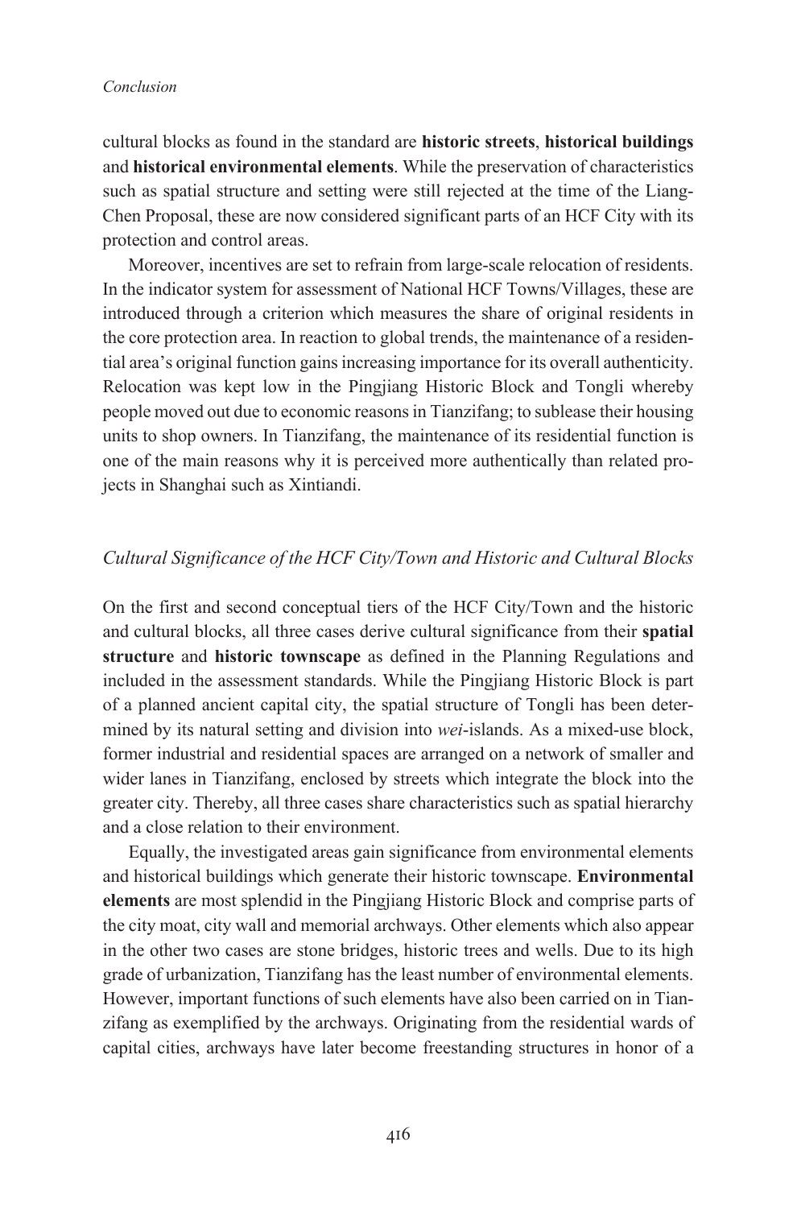cultural blocks as found in the standard are **historic streets**, **historical buildings** and **historical environmental elements**. While the preservation of characteristics such as spatial structure and setting were still rejected at the time of the Liang-Chen Proposal, these are now considered significant parts of an HCF City with its protection and control areas.

Moreover, incentives are set to refrain from large-scale relocation of residents. In the indicator system for assessment of National HCF Towns/Villages, these are introduced through a criterion which measures the share of original residents in the core protection area. In reaction to global trends, the maintenance of a residential area's original function gains increasing importance for its overall authenticity. Relocation was kept low in the Pingjiang Historic Block and Tongli whereby people moved out due to economic reasons in Tianzifang; to sublease their housing units to shop owners. In Tianzifang, the maintenance of its residential function is one of the main reasons why it is perceived more authentically than related projects in Shanghai such as Xintiandi.

### *Cultural Significance of the HCF City/Town and Historic and Cultural Blocks*

On the first and second conceptual tiers of the HCF City/Town and the historic and cultural blocks, all three cases derive cultural significance from their **spatial structure** and **historic townscape** as defined in the Planning Regulations and included in the assessment standards. While the Pingjiang Historic Block is part of a planned ancient capital city, the spatial structure of Tongli has been determined by its natural setting and division into *wei*-islands. As a mixed-use block, former industrial and residential spaces are arranged on a network of smaller and wider lanes in Tianzifang, enclosed by streets which integrate the block into the greater city. Thereby, all three cases share characteristics such as spatial hierarchy and a close relation to their environment.

Equally, the investigated areas gain significance from environmental elements and historical buildings which generate their historic townscape. **Environmental elements** are most splendid in the Pingjiang Historic Block and comprise parts of the city moat, city wall and memorial archways. Other elements which also appear in the other two cases are stone bridges, historic trees and wells. Due to its high grade of urbanization, Tianzifang has the least number of environmental elements. However, important functions of such elements have also been carried on in Tianzifang as exemplified by the archways. Originating from the residential wards of capital cities, archways have later become freestanding structures in honor of a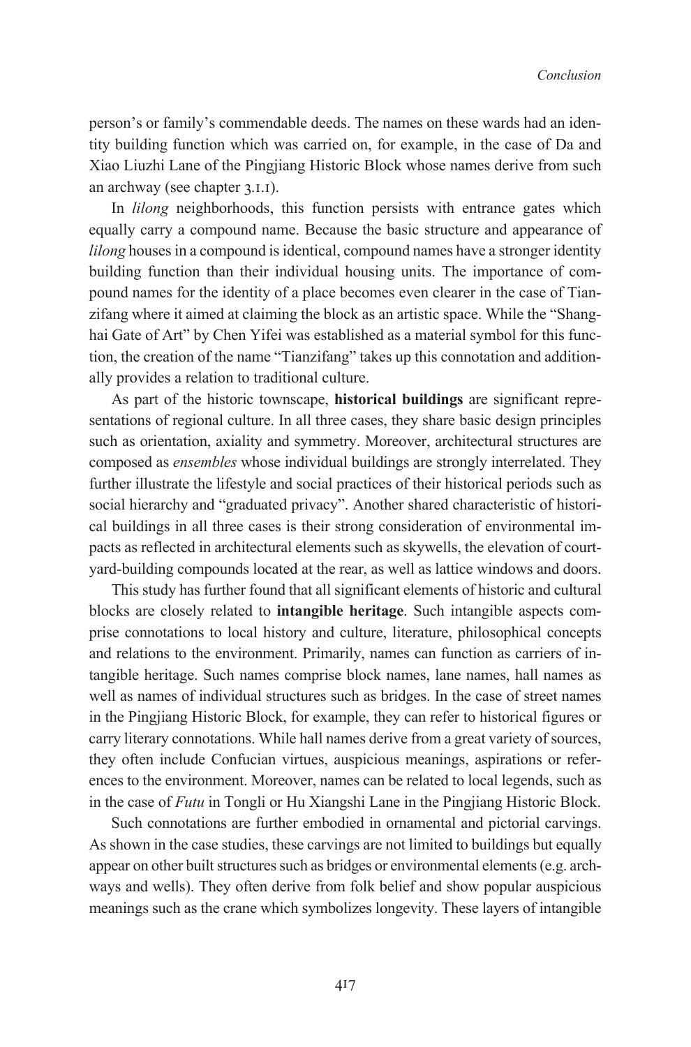person's or family's commendable deeds. The names on these wards had an identity building function which was carried on, for example, in the case of Da and Xiao Liuzhi Lane of the Pingjiang Historic Block whose names derive from such an archway (see chapter 3.1.1).

In *lilong* neighborhoods, this function persists with entrance gates which equally carry a compound name. Because the basic structure and appearance of *lilong* houses in a compound is identical, compound names have a stronger identity building function than their individual housing units. The importance of compound names for the identity of a place becomes even clearer in the case of Tianzifang where it aimed at claiming the block as an artistic space. While the "Shanghai Gate of Art" by Chen Yifei was established as a material symbol for this function, the creation of the name "Tianzifang" takes up this connotation and additionally provides a relation to traditional culture.

As part of the historic townscape, **historical buildings** are significant representations of regional culture. In all three cases, they share basic design principles such as orientation, axiality and symmetry. Moreover, architectural structures are composed as *ensembles* whose individual buildings are strongly interrelated. They further illustrate the lifestyle and social practices of their historical periods such as social hierarchy and "graduated privacy". Another shared characteristic of historical buildings in all three cases is their strong consideration of environmental impacts as reflected in architectural elements such as skywells, the elevation of courtyard-building compounds located at the rear, as well as lattice windows and doors.

This study has further found that all significant elements of historic and cultural blocks are closely related to **intangible heritage**. Such intangible aspects comprise connotations to local history and culture, literature, philosophical concepts and relations to the environment. Primarily, names can function as carriers of intangible heritage. Such names comprise block names, lane names, hall names as well as names of individual structures such as bridges. In the case of street names in the Pingjiang Historic Block, for example, they can refer to historical figures or carry literary connotations. While hall names derive from a great variety of sources, they often include Confucian virtues, auspicious meanings, aspirations or references to the environment. Moreover, names can be related to local legends, such as in the case of *Futu* in Tongli or Hu Xiangshi Lane in the Pingjiang Historic Block.

Such connotations are further embodied in ornamental and pictorial carvings. As shown in the case studies, these carvings are not limited to buildings but equally appear on other built structures such as bridges or environmental elements (e.g. archways and wells). They often derive from folk belief and show popular auspicious meanings such as the crane which symbolizes longevity. These layers of intangible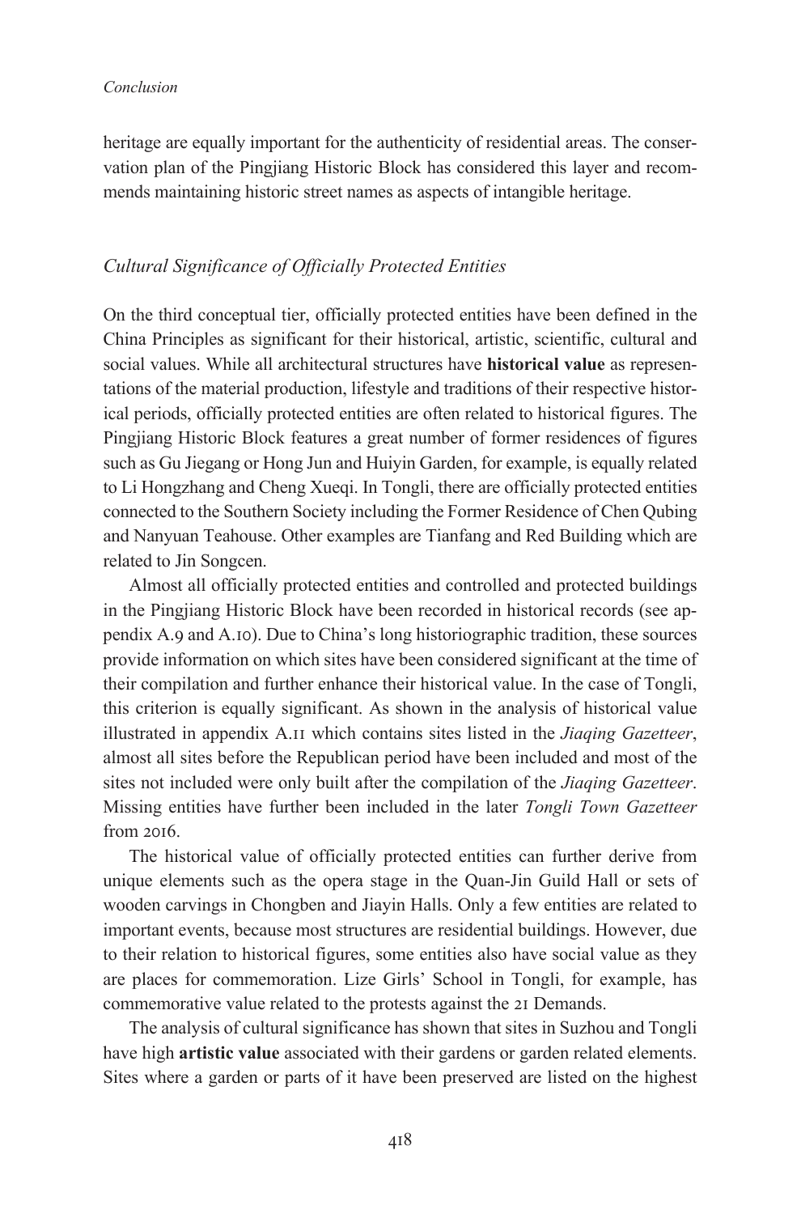heritage are equally important for the authenticity of residential areas. The conservation plan of the Pingjiang Historic Block has considered this layer and recommends maintaining historic street names as aspects of intangible heritage.

### *Cultural Significance of Officially Protected Entities*

On the third conceptual tier, officially protected entities have been defined in the China Principles as significant for their historical, artistic, scientific, cultural and social values. While all architectural structures have **historical value** as representations of the material production, lifestyle and traditions of their respective historical periods, officially protected entities are often related to historical figures. The Pingjiang Historic Block features a great number of former residences of figures such as Gu Jiegang or Hong Jun and Huiyin Garden, for example, is equally related to Li Hongzhang and Cheng Xueqi. In Tongli, there are officially protected entities connected to the Southern Society including the Former Residence of Chen Qubing and Nanyuan Teahouse. Other examples are Tianfang and Red Building which are related to Jin Songcen.

Almost all officially protected entities and controlled and protected buildings in the Pingjiang Historic Block have been recorded in historical records (see appendix A.9 and A.10). Due to China's long historiographic tradition, these sources provide information on which sites have been considered significant at the time of their compilation and further enhance their historical value. In the case of Tongli, this criterion is equally significant. As shown in the analysis of historical value illustrated in appendix A.11 which contains sites listed in the *Jiaqing Gazetteer*, almost all sites before the Republican period have been included and most of the sites not included were only built after the compilation of the *Jiaqing Gazetteer*. Missing entities have further been included in the later *Tongli Town Gazetteer* from 2016.

The historical value of officially protected entities can further derive from unique elements such as the opera stage in the Quan-Jin Guild Hall or sets of wooden carvings in Chongben and Jiayin Halls. Only a few entities are related to important events, because most structures are residential buildings. However, due to their relation to historical figures, some entities also have social value as they are places for commemoration. Lize Girls' School in Tongli, for example, has commemorative value related to the protests against the 21 Demands.

The analysis of cultural significance has shown that sites in Suzhou and Tongli have high **artistic value** associated with their gardens or garden related elements. Sites where a garden or parts of it have been preserved are listed on the highest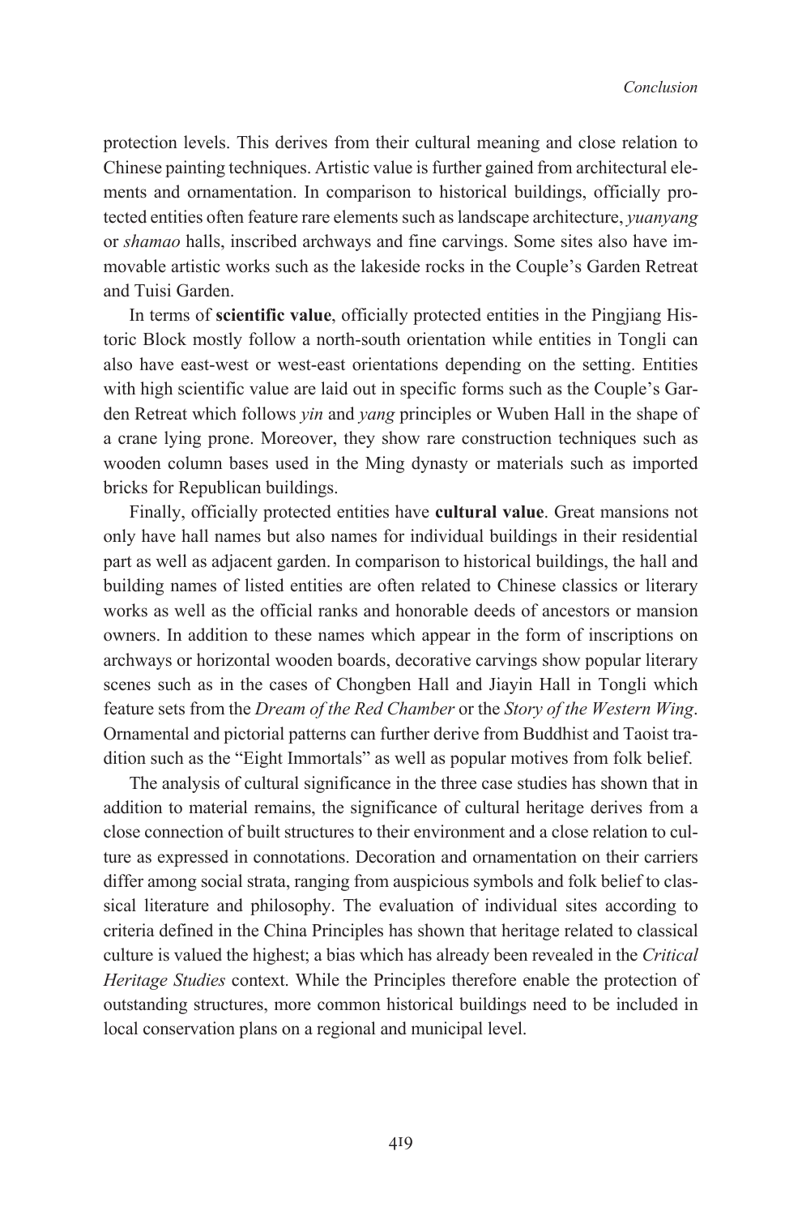protection levels. This derives from their cultural meaning and close relation to Chinese painting techniques. Artistic value is further gained from architectural elements and ornamentation. In comparison to historical buildings, officially protected entities often feature rare elements such as landscape architecture, *yuanyang* or *shamao* halls, inscribed archways and fine carvings. Some sites also have immovable artistic works such as the lakeside rocks in the Couple's Garden Retreat and Tuisi Garden.

In terms of **scientific value**, officially protected entities in the Pingjiang Historic Block mostly follow a north-south orientation while entities in Tongli can also have east-west or west-east orientations depending on the setting. Entities with high scientific value are laid out in specific forms such as the Couple's Garden Retreat which follows *yin* and *yang* principles or Wuben Hall in the shape of a crane lying prone. Moreover, they show rare construction techniques such as wooden column bases used in the Ming dynasty or materials such as imported bricks for Republican buildings.

Finally, officially protected entities have **cultural value**. Great mansions not only have hall names but also names for individual buildings in their residential part as well as adjacent garden. In comparison to historical buildings, the hall and building names of listed entities are often related to Chinese classics or literary works as well as the official ranks and honorable deeds of ancestors or mansion owners. In addition to these names which appear in the form of inscriptions on archways or horizontal wooden boards, decorative carvings show popular literary scenes such as in the cases of Chongben Hall and Jiayin Hall in Tongli which feature sets from the *Dream of the Red Chamber* or the *Story of the Western Wing*. Ornamental and pictorial patterns can further derive from Buddhist and Taoist tradition such as the "Eight Immortals" as well as popular motives from folk belief.

The analysis of cultural significance in the three case studies has shown that in addition to material remains, the significance of cultural heritage derives from a close connection of built structures to their environment and a close relation to culture as expressed in connotations. Decoration and ornamentation on their carriers differ among social strata, ranging from auspicious symbols and folk belief to classical literature and philosophy. The evaluation of individual sites according to criteria defined in the China Principles has shown that heritage related to classical culture is valued the highest; a bias which has already been revealed in the *Critical Heritage Studies* context. While the Principles therefore enable the protection of outstanding structures, more common historical buildings need to be included in local conservation plans on a regional and municipal level.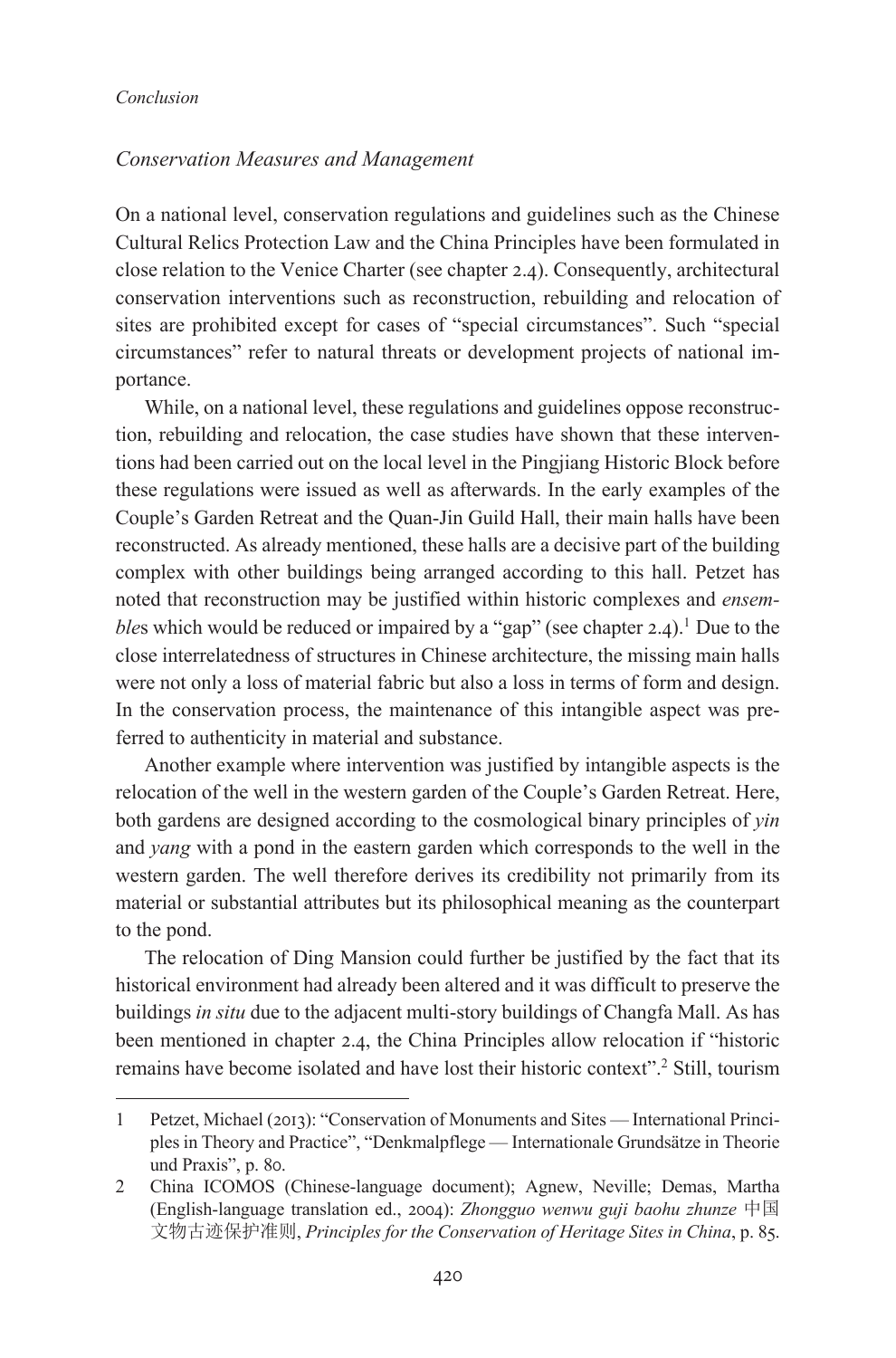### *Conservation Measures and Management*

On a national level, conservation regulations and guidelines such as the Chinese Cultural Relics Protection Law and the China Principles have been formulated in close relation to the Venice Charter (see chapter 2.4). Consequently, architectural conservation interventions such as reconstruction, rebuilding and relocation of sites are prohibited except for cases of "special circumstances". Such "special circumstances" refer to natural threats or development projects of national importance.

While, on a national level, these regulations and guidelines oppose reconstruction, rebuilding and relocation, the case studies have shown that these interventions had been carried out on the local level in the Pingjiang Historic Block before these regulations were issued as well as afterwards. In the early examples of the Couple's Garden Retreat and the Quan-Jin Guild Hall, their main halls have been reconstructed. As already mentioned, these halls are a decisive part of the building complex with other buildings being arranged according to this hall. Petzet has noted that reconstruction may be justified within historic complexes and *ensembles* which would be reduced or impaired by a "gap" (see chapter 2.4).[1] Due to the close interrelatedness of structures in Chinese architecture, the missing main halls were not only a loss of material fabric but also a loss in terms of form and design. In the conservation process, the maintenance of this intangible aspect was preferred to authenticity in material and substance.

Another example where intervention was justified by intangible aspects is the relocation of the well in the western garden of the Couple's Garden Retreat. Here, both gardens are designed according to the cosmological binary principles of *yin* and *yang* with a pond in the eastern garden which corresponds to the well in the western garden. The well therefore derives its credibility not primarily from its material or substantial attributes but its philosophical meaning as the counterpart to the pond.

The relocation of Ding Mansion could further be justified by the fact that its historical environment had already been altered and it was difficult to preserve the buildings *in situ* due to the adjacent multi-story buildings of Changfa Mall. As has been mentioned in chapter 2.4, the China Principles allow relocation if "historic remains have become isolated and have lost their historic context".[2] Still, tourism

---

1 Petzet, Michael (2013): "Conservation of Monuments and Sites — International Principles in Theory and Practice", "Denkmalpflege — Internationale Grundsätze in Theorie und Praxis", p. 80.

2 China ICOMOS (Chinese-language document); Agnew, Neville; Demas, Martha (English-language translation ed., 2004): *Zhongguo wenwu guji baohu zhunze* 中国文物古迹保护准则, *Principles for the Conservation of Heritage Sites in China*, p. 85.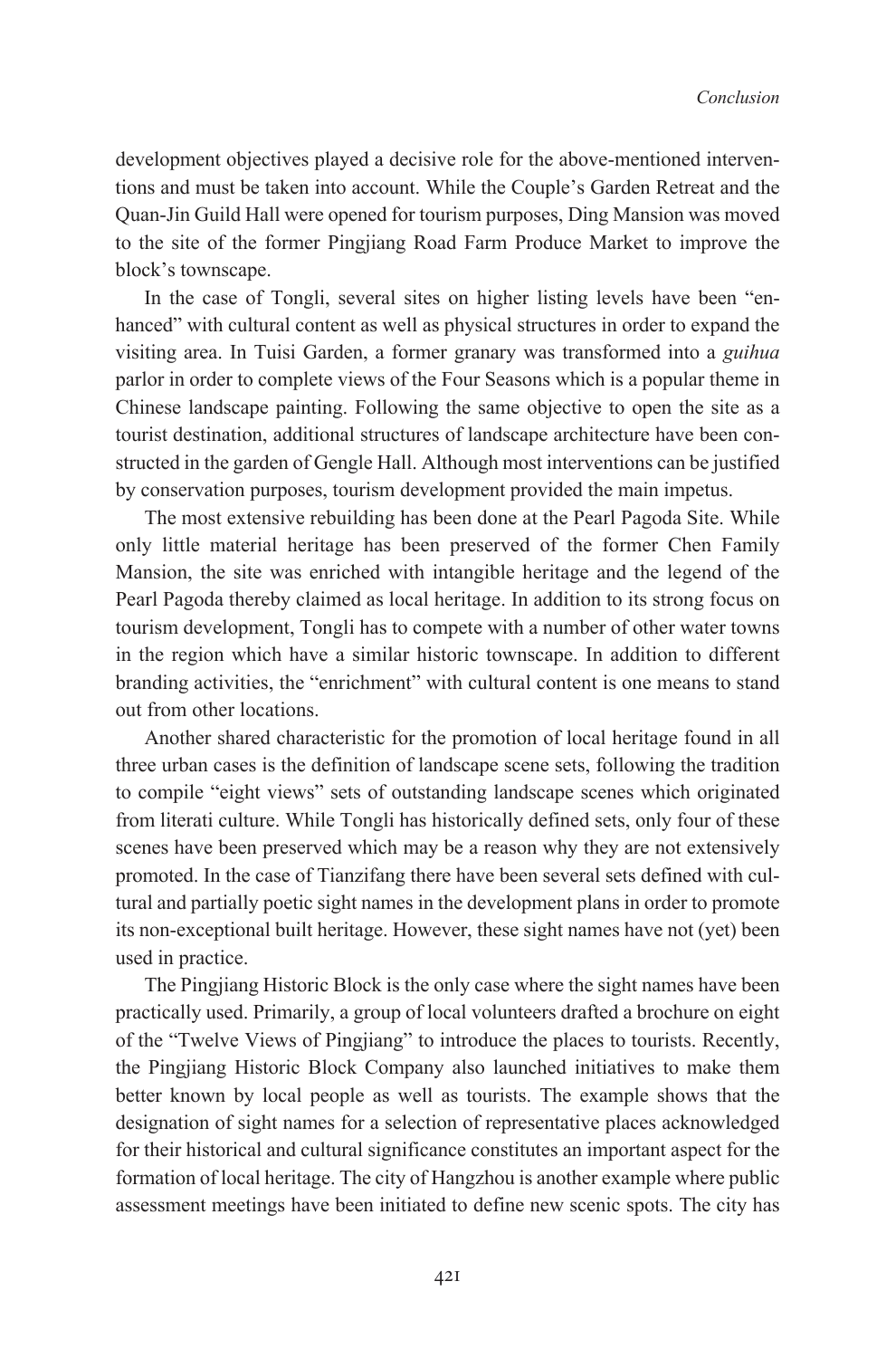development objectives played a decisive role for the above-mentioned interventions and must be taken into account. While the Couple's Garden Retreat and the Quan-Jin Guild Hall were opened for tourism purposes, Ding Mansion was moved to the site of the former Pingjiang Road Farm Produce Market to improve the block's townscape.

In the case of Tongli, several sites on higher listing levels have been "enhanced" with cultural content as well as physical structures in order to expand the visiting area. In Tuisi Garden, a former granary was transformed into a *guihua* parlor in order to complete views of the Four Seasons which is a popular theme in Chinese landscape painting. Following the same objective to open the site as a tourist destination, additional structures of landscape architecture have been constructed in the garden of Gengle Hall. Although most interventions can be justified by conservation purposes, tourism development provided the main impetus.

The most extensive rebuilding has been done at the Pearl Pagoda Site. While only little material heritage has been preserved of the former Chen Family Mansion, the site was enriched with intangible heritage and the legend of the Pearl Pagoda thereby claimed as local heritage. In addition to its strong focus on tourism development, Tongli has to compete with a number of other water towns in the region which have a similar historic townscape. In addition to different branding activities, the "enrichment" with cultural content is one means to stand out from other locations.

Another shared characteristic for the promotion of local heritage found in all three urban cases is the definition of landscape scene sets, following the tradition to compile "eight views" sets of outstanding landscape scenes which originated from literati culture. While Tongli has historically defined sets, only four of these scenes have been preserved which may be a reason why they are not extensively promoted. In the case of Tianzifang there have been several sets defined with cultural and partially poetic sight names in the development plans in order to promote its non-exceptional built heritage. However, these sight names have not (yet) been used in practice.

The Pingjiang Historic Block is the only case where the sight names have been practically used. Primarily, a group of local volunteers drafted a brochure on eight of the "Twelve Views of Pingjiang" to introduce the places to tourists. Recently, the Pingjiang Historic Block Company also launched initiatives to make them better known by local people as well as tourists. The example shows that the designation of sight names for a selection of representative places acknowledged for their historical and cultural significance constitutes an important aspect for the formation of local heritage. The city of Hangzhou is another example where public assessment meetings have been initiated to define new scenic spots. The city has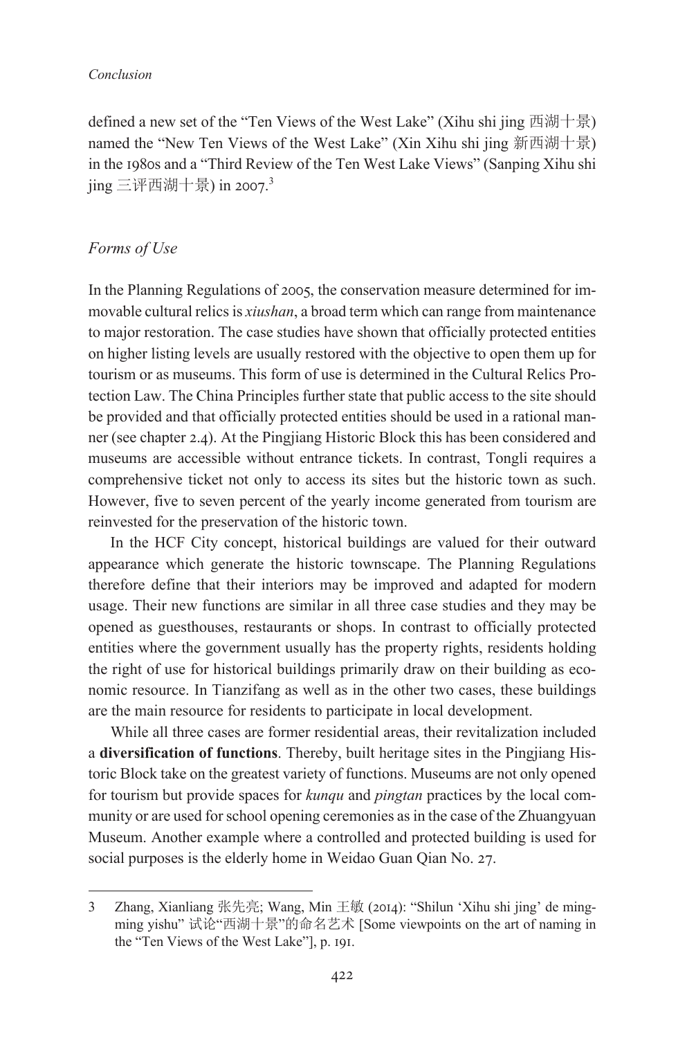defined a new set of the "Ten Views of the West Lake" (Xihu shi jing 西湖十景) named the "New Ten Views of the West Lake" (Xin Xihu shi jing 新西湖十景) in the 1980s and a "Third Review of the Ten West Lake Views" (Sanping Xihu shi jing 三评西湖十景) in 2007.[3]

### *Forms of Use*

In the Planning Regulations of 2005, the conservation measure determined for immovable cultural relics is *xiushan*, a broad term which can range from maintenance to major restoration. The case studies have shown that officially protected entities on higher listing levels are usually restored with the objective to open them up for tourism or as museums. This form of use is determined in the Cultural Relics Protection Law. The China Principles further state that public access to the site should be provided and that officially protected entities should be used in a rational manner (see chapter 2.4). At the Pingjiang Historic Block this has been considered and museums are accessible without entrance tickets. In contrast, Tongli requires a comprehensive ticket not only to access its sites but the historic town as such. However, five to seven percent of the yearly income generated from tourism are reinvested for the preservation of the historic town.

In the HCF City concept, historical buildings are valued for their outward appearance which generate the historic townscape. The Planning Regulations therefore define that their interiors may be improved and adapted for modern usage. Their new functions are similar in all three case studies and they may be opened as guesthouses, restaurants or shops. In contrast to officially protected entities where the government usually has the property rights, residents holding the right of use for historical buildings primarily draw on their building as economic resource. In Tianzifang as well as in the other two cases, these buildings are the main resource for residents to participate in local development.

While all three cases are former residential areas, their revitalization included a **diversification of functions**. Thereby, built heritage sites in the Pingjiang Historic Block take on the greatest variety of functions. Museums are not only opened for tourism but provide spaces for *kunqu* and *pingtan* practices by the local community or are used for school opening ceremonies as in the case of the Zhuangyuan Museum. Another example where a controlled and protected building is used for social purposes is the elderly home in Weidao Guan Qian No. 27.

---

3 Zhang, Xianliang 张先亮; Wang, Min 王敏 (2014): "Shilun 'Xihu shi jing' de mingming yishu" 试论"西湖十景"的命名艺术 [Some viewpoints on the art of naming in the "Ten Views of the West Lake"], p. 191.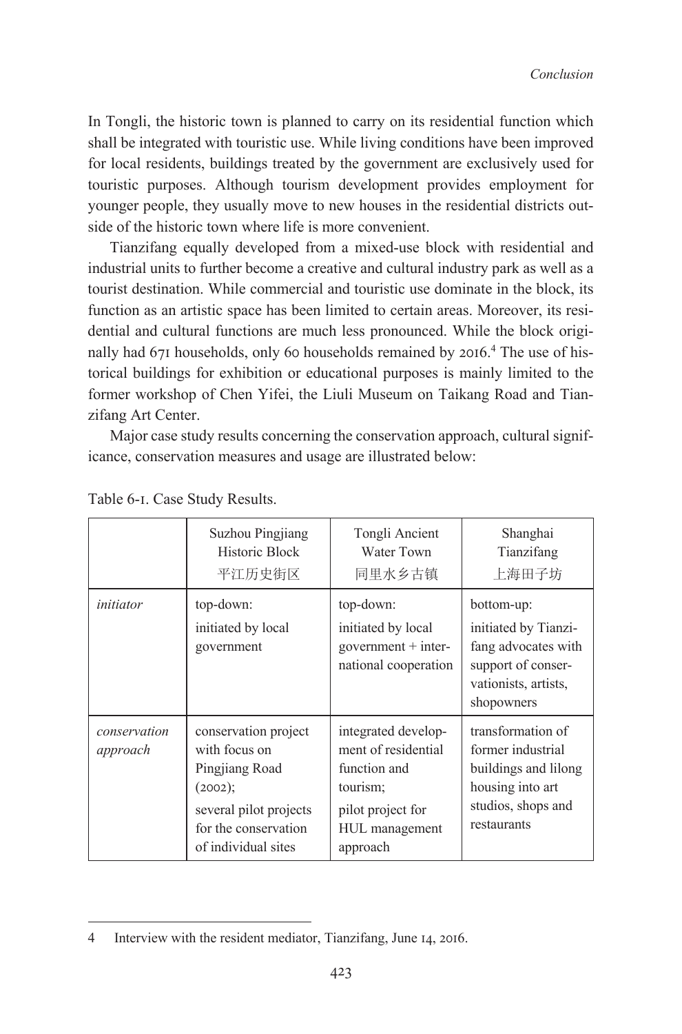In Tongli, the historic town is planned to carry on its residential function which shall be integrated with touristic use. While living conditions have been improved for local residents, buildings treated by the government are exclusively used for touristic purposes. Although tourism development provides employment for younger people, they usually move to new houses in the residential districts outside of the historic town where life is more convenient.

Tianzifang equally developed from a mixed-use block with residential and industrial units to further become a creative and cultural industry park as well as a tourist destination. While commercial and touristic use dominate in the block, its function as an artistic space has been limited to certain areas. Moreover, its residential and cultural functions are much less pronounced. While the block originally had 671 households, only 60 households remained by 2016.[4] The use of historical buildings for exhibition or educational purposes is mainly limited to the former workshop of Chen Yifei, the Liuli Museum on Taikang Road and Tianzifang Art Center.

Major case study results concerning the conservation approach, cultural significance, conservation measures and usage are illustrated below:

Table 6-1. Case Study Results.

| | Suzhou Pingjiang Historic Block 平江历史街区 | Tongli Ancient Water Town 同里水乡古镇 | Shanghai Tianzifang 上海田子坊 |
|---|---|---|---|
| *initiator* | top-down: initiated by local government | top-down: initiated by local government + international cooperation | bottom-up: initiated by Tianzifang advocates with support of conservationists, artists, shopowners |
| *conservation approach* | conservation project with focus on Pingjiang Road (2002); several pilot projects for the conservation of individual sites | integrated development of residential function and tourism; pilot project for HUL management approach | transformation of former industrial buildings and lilong housing into art studios, shops and restaurants |

4 Interview with the resident mediator, Tianzifang, June 14, 2016.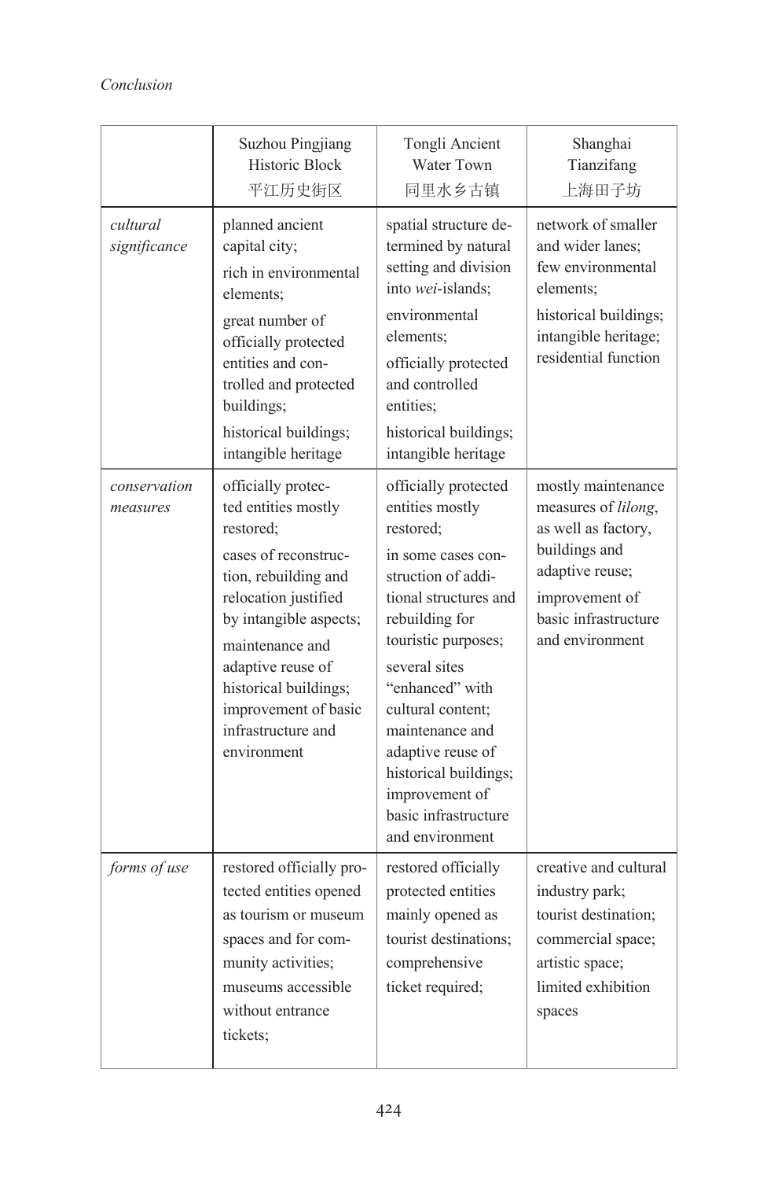| | Suzhou Pingjiang Historic Block 平江历史街区 | Tongli Ancient Water Town 同里水乡古镇 | Shanghai Tianzifang 上海田子坊 |
|---|---|---|---|
| *cultural significance* | planned ancient capital city; rich in environmental elements; great number of officially protected entities and controlled and protected buildings; historical buildings; intangible heritage | spatial structure determined by natural setting and division into *wei*-islands; environmental elements; officially protected and controlled entities; historical buildings; intangible heritage | network of smaller and wider lanes; few environmental elements; historical buildings; intangible heritage; residential function |
| *conservation measures* | officially protected entities mostly restored; cases of reconstruction, rebuilding and relocation justified by intangible aspects; maintenance and adaptive reuse of historical buildings; improvement of basic infrastructure and environment | officially protected entities mostly restored; in some cases construction of additional structures and rebuilding for touristic purposes; several sites "enhanced" with cultural content; maintenance and adaptive reuse of historical buildings; improvement of basic infrastructure and environment | mostly maintenance measures of *lilong*, as well as factory, buildings and adaptive reuse; improvement of basic infrastructure and environment |
| *forms of use* | restored officially protected entities opened as tourism or museum spaces and for community activities; museums accessible without entrance tickets; | restored officially protected entities mainly opened as tourist destinations; comprehensive ticket required; | creative and cultural industry park; tourist destination; commercial space; artistic space; limited exhibition spaces |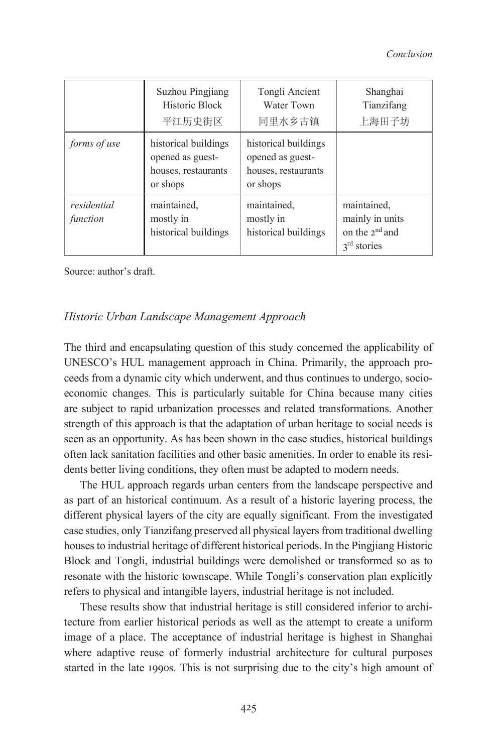| | Suzhou Pingjiang Historic Block 平江历史街区 | Tongli Ancient Water Town 同里水乡古镇 | Shanghai Tianzifang 上海田子坊 |
|---|---|---|---|
| *forms of use* | historical buildings opened as guest-houses, restaurants or shops | historical buildings opened as guest-houses, restaurants or shops | |
| *residential function* | maintained, mostly in historical buildings | maintained, mostly in historical buildings | maintained, mainly in units on the 2nd and 3rd stories |

Source: author's draft.

### *Historic Urban Landscape Management Approach*

The third and encapsulating question of this study concerned the applicability of UNESCO's HUL management approach in China. Primarily, the approach proceeds from a dynamic city which underwent, and thus continues to undergo, socio-economic changes. This is particularly suitable for China because many cities are subject to rapid urbanization processes and related transformations. Another strength of this approach is that the adaptation of urban heritage to social needs is seen as an opportunity. As has been shown in the case studies, historical buildings often lack sanitation facilities and other basic amenities. In order to enable its residents better living conditions, they often must be adapted to modern needs.

The HUL approach regards urban centers from the landscape perspective and as part of an historical continuum. As a result of a historic layering process, the different physical layers of the city are equally significant. From the investigated case studies, only Tianzifang preserved all physical layers from traditional dwelling houses to industrial heritage of different historical periods. In the Pingjiang Historic Block and Tongli, industrial buildings were demolished or transformed so as to resonate with the historic townscape. While Tongli's conservation plan explicitly refers to physical and intangible layers, industrial heritage is not included.

These results show that industrial heritage is still considered inferior to architecture from earlier historical periods as well as the attempt to create a uniform image of a place. The acceptance of industrial heritage is highest in Shanghai where adaptive reuse of formerly industrial architecture for cultural purposes started in the late 1990s. This is not surprising due to the city's high amount of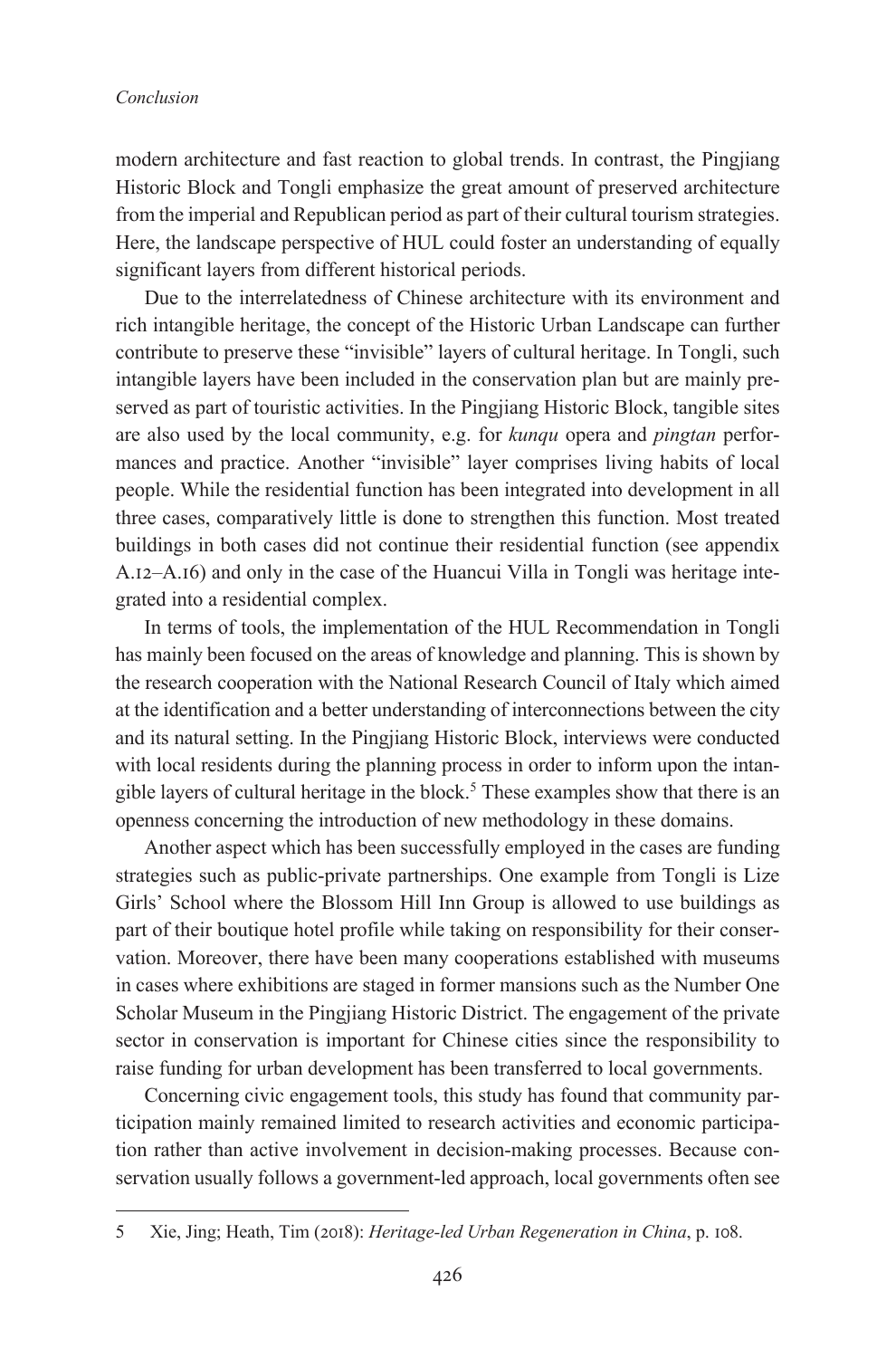modern architecture and fast reaction to global trends. In contrast, the Pingjiang Historic Block and Tongli emphasize the great amount of preserved architecture from the imperial and Republican period as part of their cultural tourism strategies. Here, the landscape perspective of HUL could foster an understanding of equally significant layers from different historical periods.

Due to the interrelatedness of Chinese architecture with its environment and rich intangible heritage, the concept of the Historic Urban Landscape can further contribute to preserve these "invisible" layers of cultural heritage. In Tongli, such intangible layers have been included in the conservation plan but are mainly preserved as part of touristic activities. In the Pingjiang Historic Block, tangible sites are also used by the local community, e.g. for *kunqu* opera and *pingtan* performances and practice. Another "invisible" layer comprises living habits of local people. While the residential function has been integrated into development in all three cases, comparatively little is done to strengthen this function. Most treated buildings in both cases did not continue their residential function (see appendix A.12–A.16) and only in the case of the Huancui Villa in Tongli was heritage integrated into a residential complex.

In terms of tools, the implementation of the HUL Recommendation in Tongli has mainly been focused on the areas of knowledge and planning. This is shown by the research cooperation with the National Research Council of Italy which aimed at the identification and a better understanding of interconnections between the city and its natural setting. In the Pingjiang Historic Block, interviews were conducted with local residents during the planning process in order to inform upon the intangible layers of cultural heritage in the block.[5] These examples show that there is an openness concerning the introduction of new methodology in these domains.

Another aspect which has been successfully employed in the cases are funding strategies such as public-private partnerships. One example from Tongli is Lize Girls' School where the Blossom Hill Inn Group is allowed to use buildings as part of their boutique hotel profile while taking on responsibility for their conservation. Moreover, there have been many cooperations established with museums in cases where exhibitions are staged in former mansions such as the Number One Scholar Museum in the Pingjiang Historic District. The engagement of the private sector in conservation is important for Chinese cities since the responsibility to raise funding for urban development has been transferred to local governments.

Concerning civic engagement tools, this study has found that community participation mainly remained limited to research activities and economic participation rather than active involvement in decision-making processes. Because conservation usually follows a government-led approach, local governments often see

---

5 Xie, Jing; Heath, Tim (2018): *Heritage-led Urban Regeneration in China*, p. 108.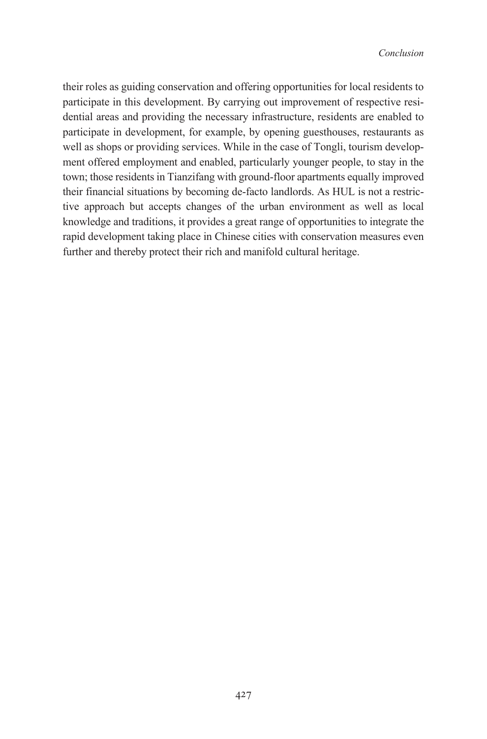their roles as guiding conservation and offering opportunities for local residents to participate in this development. By carrying out improvement of respective residential areas and providing the necessary infrastructure, residents are enabled to participate in development, for example, by opening guesthouses, restaurants as well as shops or providing services. While in the case of Tongli, tourism development offered employment and enabled, particularly younger people, to stay in the town; those residents in Tianzifang with ground-floor apartments equally improved their financial situations by becoming de-facto landlords. As HUL is not a restrictive approach but accepts changes of the urban environment as well as local knowledge and traditions, it provides a great range of opportunities to integrate the rapid development taking place in Chinese cities with conservation measures even further and thereby protect their rich and manifold cultural heritage.